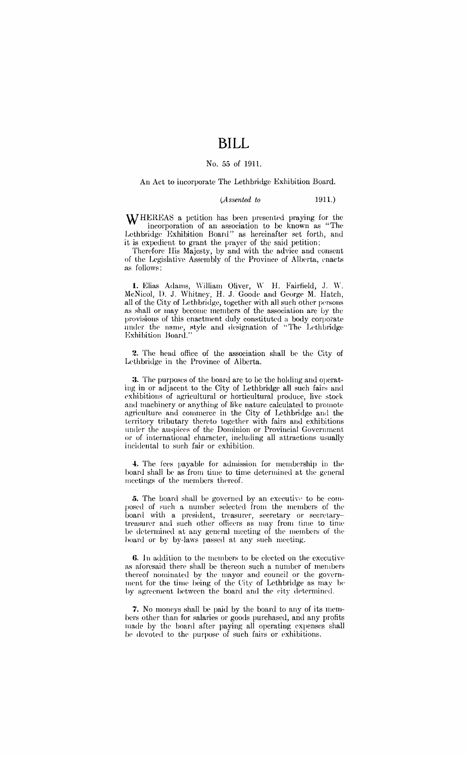# BILL

No. 55 of 1911.

An Act to incorporate The Lethbridge Exhibition Board.

(*Assented to* 1911.)

WHEREAS a petition has been presented praying for the incorporation of an association to be known as "The Lethbridge Exhibition Board" as hereinafter set forth, and it is expedient to grant the prayer of the said petition;

Therefore His Majesty, by and with the advice and consent of the Legislative Assembly of the Province of Alberta, enacts as follows:

**1.** Elias Adams, William Oliver, W H. Fairfield, J. W. McNicol, D. J. Whitney, H. J. Goode and George M. Hatch, all of the City of Lethbridge, together with all such other persons as shall or may become members of the association are by the provisions of this enactment duly constituted a body corporate under the name, style and designation of "The Lethbridge Exhibition Board."

**2.** The head office of the association shall be the City of Lethbridge in the Province of Alberta.

**3.** The purposes of the board are to be the holding and operating in or adjacent to the City of Lethbridge all such fairs and exhibitions of agricultural or horticultural produce, live stock and machinery or anything of like nature calculated to promote agriculture and commerce in the City of Lethbridge and the territory tributary thereto together with fairs and exhibitions under the auspices of the Dominion or Provincial Government or of international character, including all attractions usually incidental to such fair or exhibition.

**4.** The fees payable for admission for membership in the board shall be as from time to time determined at the general meetings of the members thereof.

**5.** The board shall be governed by an executive to be composed of such a number selected from the members of the board with a president, treasurer, secretary or secretary-treasurer and such other officers as may from time to time be determined at any general meeting of the members of the board or by by-laws passed at any such meeting.

**6.** In addition to the members to be elected on the executive as aforesaid there shall be thereon such a number of members thereof nominated by the mayor and council or the government for the time being of the City of Lethbridge as may be by agreement between the board and the city determined.

**7.** No moneys shall be paid by the board to any of its members other than for salaries or goods purchased, and any profits made by the board after paying all operating expenses shall be devoted to the purpose of such fairs or exhibitions.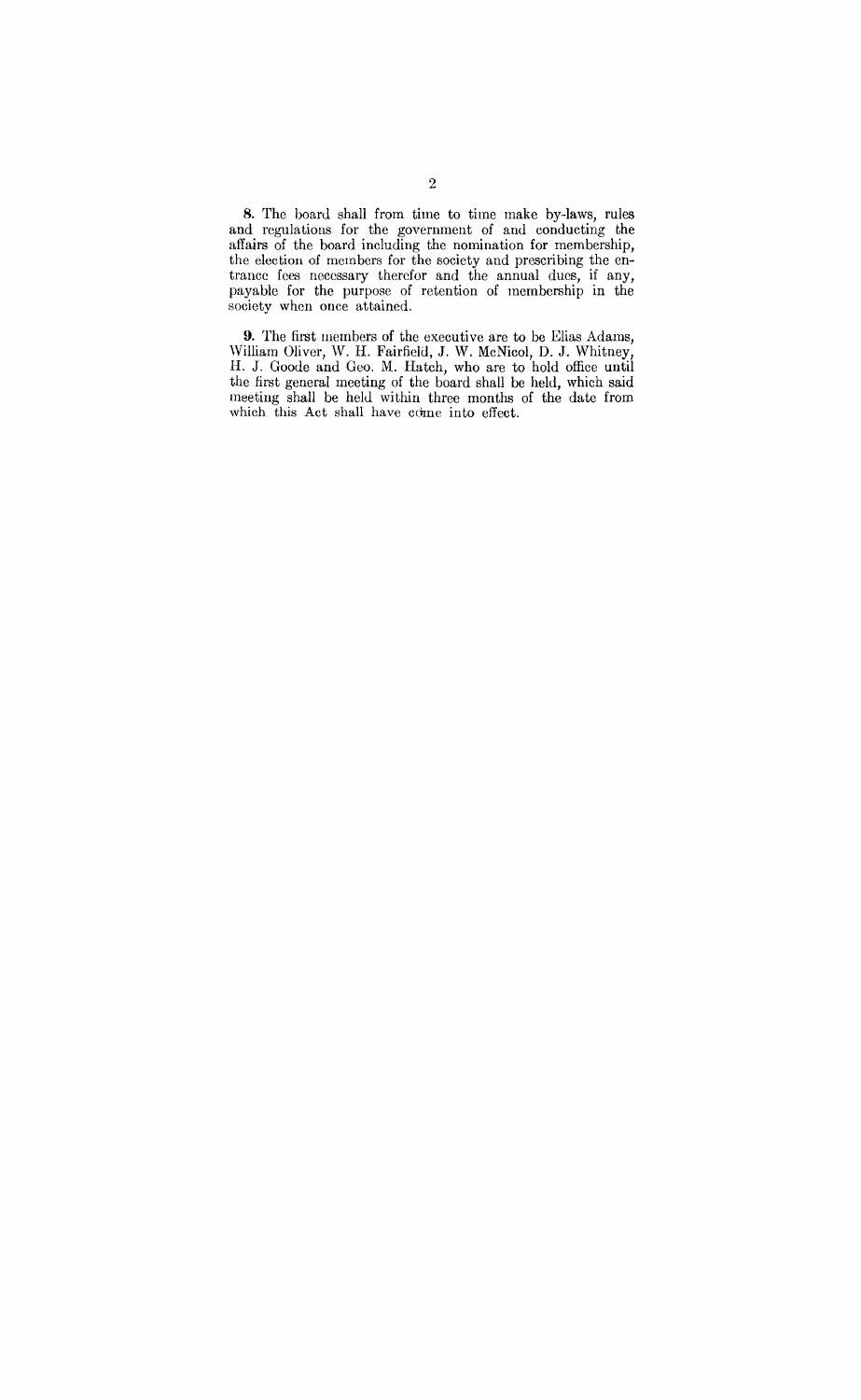**8.** The board shall from time to time make by-laws, rules and regulations for the government of and conducting the affairs of the board including the nomination for membership, the election of members for the society and prescribing the entrance fees necessary therefor and the annual dues, if any, payable for the purpose of retention of membership in the society when once attained.

**9.** The first members of the executive are to be Elias Adams, William Oliver, W. H. Fairfield, J. W. McNicol, D. J. Whitney, H. J. Goode and Geo. M. Hatch, who are to hold office until the first general meeting of the board shall be held, which said meeting shall be held within three months of the date from which this Act shall have come into effect.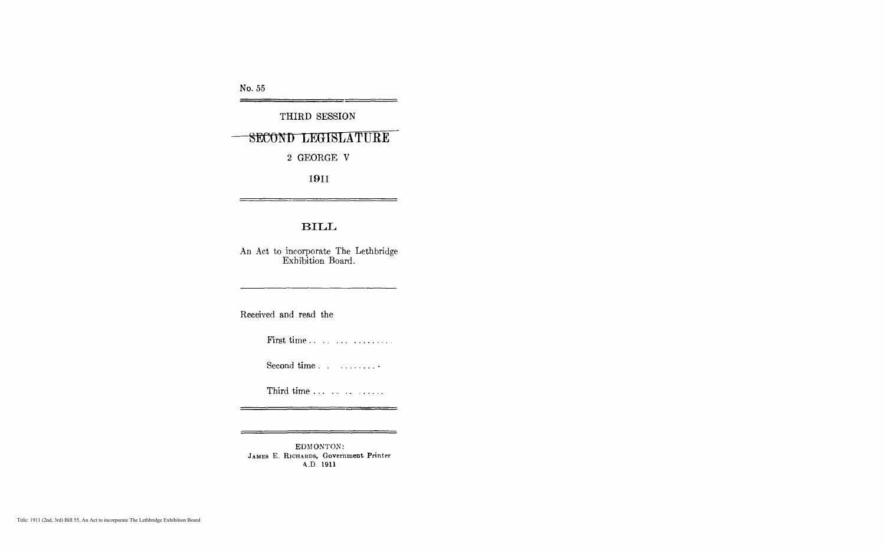No. 55

THIRD SESSION

SECOND LEGISLATURE

2 GEORGE V

1911

# BILL

An Act to incorporate The Lethbridge Exhibition Board.

Received and read the

First time . . . . . . . . . . . . . . .

Second time . . . . . . . . . .

Third time . . . . . . . . . . . .

EDMONTON:
JAMES E. RICHARDS, Government Printer
A.D. 1911

Title: 1911 (2nd, 3rd) Bill 55, An Act to incorporate The Lethbridge Exhibition Board